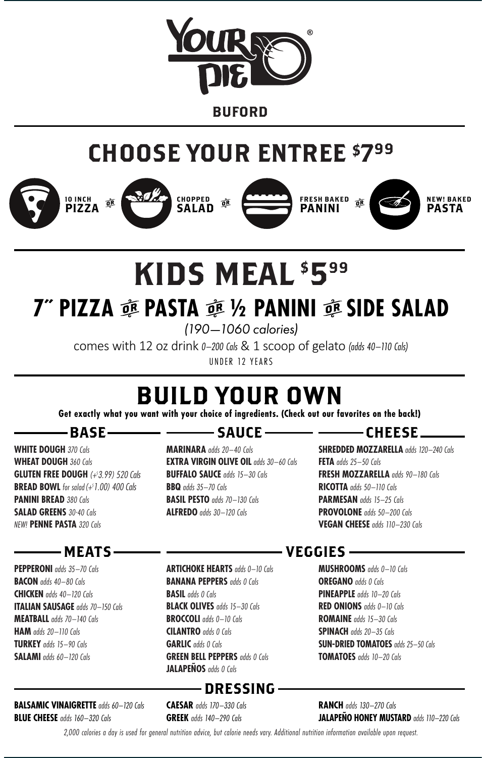# YOUR PIE®

**BUFORD**

## CHOOSE YOUR ENTREE $7.99

10 INCH **PIZZA** OR CHOPPED **SALAD** OR FRESH BAKED **PANINI** OR NEW! BAKED **PASTA**

## KIDS MEAL $5.99

### 7" PIZZA OR PASTA OR ½ PANINI OR SIDE SALAD

*(190—1060 calories)*

comes with 12 oz drink *0–200 Cals* & 1 scoop of gelato *(adds 40–110 Cals)*

UNDER 12 YEARS

## BUILD YOUR OWN

**Get exactly what you want with your choice of ingredients. (Check out our favorites on the back!)**

### BASE

**WHITE DOUGH** *370 Cals*
**WHEAT DOUGH** *360 Cals*
**GLUTEN FREE DOUGH** *(+$3.99) 520 Cals*
**BREAD BOWL** *for salad (+$1.00) 400 Cals*
**PANINI BREAD** *380 Cals*
**SALAD GREENS** *30-40 Cals*
*NEW!* **PENNE PASTA** *320 Cals*

### SAUCE

**MARINARA** *adds 20–40 Cals*
**EXTRA VIRGIN OLIVE OIL** *adds 30–60 Cals*
**BUFFALO SAUCE** *adds 15–30 Cals*
**BBQ** *adds 35–70 Cals*
**BASIL PESTO** *adds 70–130 Cals*
**ALFREDO** *adds 30–120 Cals*

### CHEESE

**SHREDDED MOZZARELLA** *adds 120–240 Cals*
**FETA** *adds 25–50 Cals*
**FRESH MOZZARELLA** *adds 90–180 Cals*
**RICOTTA** *adds 50–110 Cals*
**PARMESAN** *adds 15–25 Cals*
**PROVOLONE** *adds 50–200 Cals*
**VEGAN CHEESE** *adds 110–230 Cals*

### MEATS

**PEPPERONI** *adds 35–70 Cals*
**BACON** *adds 40–80 Cals*
**CHICKEN** *adds 40–120 Cals*
**ITALIAN SAUSAGE** *adds 70–150 Cals*
**MEATBALL** *adds 70–140 Cals*
**HAM** *adds 20–110 Cals*
**TURKEY** *adds 15–90 Cals*
**SALAMI** *adds 60–120 Cals*

### VEGGIES

**ARTICHOKE HEARTS** *adds 0–10 Cals*
**BANANA PEPPERS** *adds 0 Cals*
**BASIL** *adds 0 Cals*
**BLACK OLIVES** *adds 15–30 Cals*
**BROCCOLI** *adds 0–10 Cals*
**CILANTRO** *adds 0 Cals*
**GARLIC** *adds 0 Cals*
**GREEN BELL PEPPERS** *adds 0 Cals*
**JALAPEÑOS** *adds 0 Cals*
**MUSHROOMS** *adds 0–10 Cals*
**OREGANO** *adds 0 Cals*
**PINEAPPLE** *adds 10–20 Cals*
**RED ONIONS** *adds 0–10 Cals*
**ROMAINE** *adds 15–30 Cals*
**SPINACH** *adds 20–35 Cals*
**SUN-DRIED TOMATOES** *adds 25–50 Cals*
**TOMATOES** *adds 10–20 Cals*

### DRESSING

**BALSAMIC VINAIGRETTE** *adds 60–120 Cals*
**BLUE CHEESE** *adds 160–320 Cals*
**CAESAR** *adds 170–330 Cals*
**GREEK** *adds 140–290 Cals*
**RANCH** *adds 130–270 Cals*
**JALAPEÑO HONEY MUSTARD** *adds 110–220 Cals*

*2,000 calories a day is used for general nutrition advice, but calorie needs vary. Additional nutrition information available upon request.*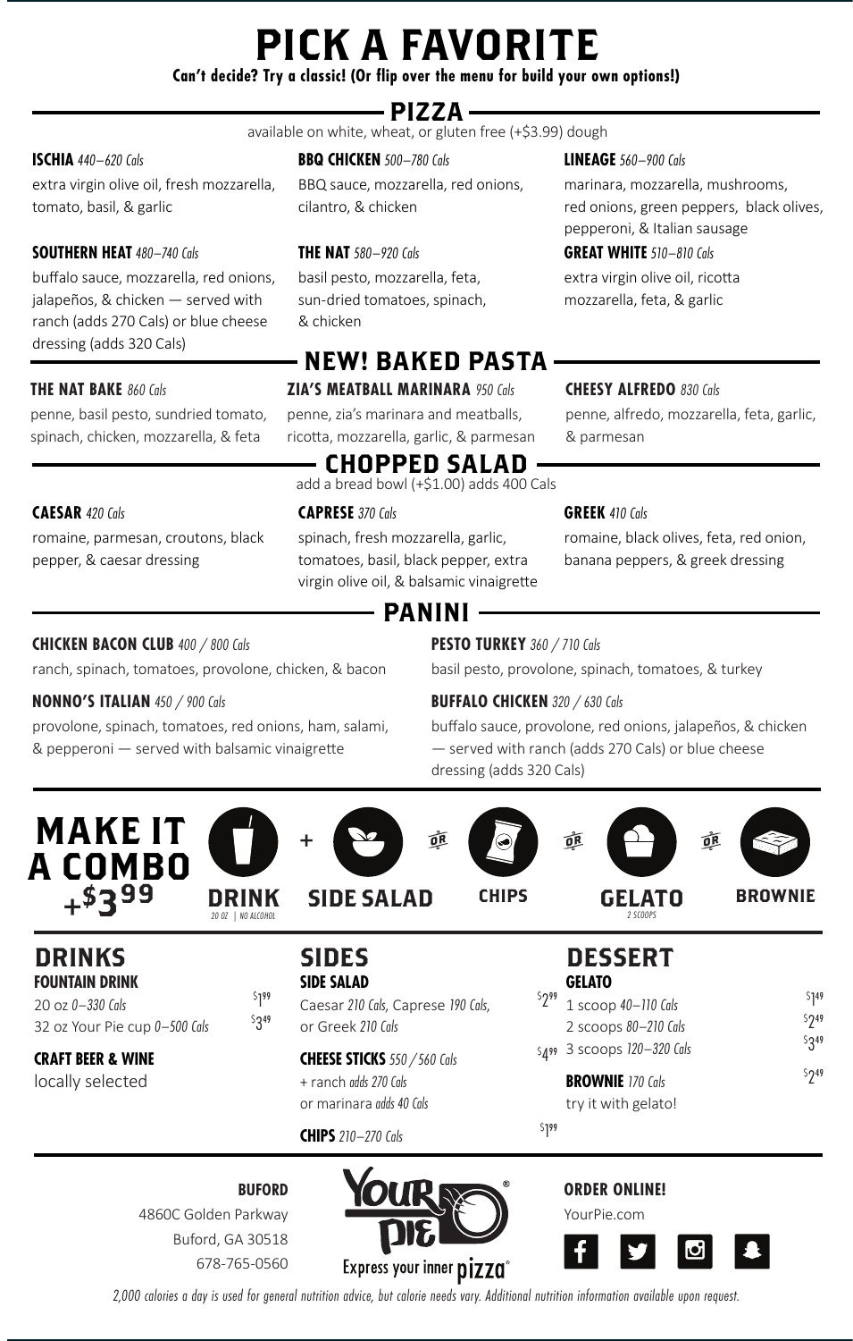# PICK A FAVORITE

**Can't decide? Try a classic! (Or flip over the menu for build your own options!)**

## PIZZA

available on white, wheat, or gluten free (+$3.99) dough

**ISCHIA** *440–620 Cals*
extra virgin olive oil, fresh mozzarella, tomato, basil, & garlic

**SOUTHERN HEAT** *480–740 Cals*
buffalo sauce, mozzarella, red onions, jalapeños, & chicken — served with ranch (adds 270 Cals) or blue cheese dressing (adds 320 Cals)

**BBQ CHICKEN** *500–780 Cals*
BBQ sauce, mozzarella, red onions, cilantro, & chicken

**THE NAT** *580–920 Cals*
basil pesto, mozzarella, feta, sun-dried tomatoes, spinach, & chicken

**LINEAGE** *560–900 Cals*
marinara, mozzarella, mushrooms, red onions, green peppers, black olives, pepperoni, & Italian sausage

**GREAT WHITE** *510–810 Cals*
extra virgin olive oil, ricotta mozzarella, feta, & garlic

## NEW! BAKED PASTA

**THE NAT BAKE** *860 Cals*
penne, basil pesto, sundried tomato, spinach, chicken, mozzarella, & feta

**ZIA'S MEATBALL MARINARA** *950 Cals*
penne, zia's marinara and meatballs, ricotta, mozzarella, garlic, & parmesan

**CHEESY ALFREDO** *830 Cals*
penne, alfredo, mozzarella, feta, garlic, & parmesan

## CHOPPED SALAD

add a bread bowl (+$1.00) adds 400 Cals

**CAESAR** *420 Cals*
romaine, parmesan, croutons, black pepper, & caesar dressing

**CAPRESE** *370 Cals*
spinach, fresh mozzarella, garlic, tomatoes, basil, black pepper, extra virgin olive oil, & balsamic vinaigrette

**GREEK** *410 Cals*
romaine, black olives, feta, red onion, banana peppers, & greek dressing

## PANINI

**CHICKEN BACON CLUB** *400 / 800 Cals*
ranch, spinach, tomatoes, provolone, chicken, & bacon

**NONNO'S ITALIAN** *450 / 900 Cals*
provolone, spinach, tomatoes, red onions, ham, salami, & pepperoni — served with balsamic vinaigrette

**PESTO TURKEY** *360 / 710 Cals*
basil pesto, provolone, spinach, tomatoes, & turkey

**BUFFALO CHICKEN** *320 / 630 Cals*
buffalo sauce, provolone, red onions, jalapeños, & chicken — served with ranch (adds 270 Cals) or blue cheese dressing (adds 320 Cals)

## MAKE IT A COMBO +$3.99

DRINK (20 OZ | NO ALCOHOL) + SIDE SALAD or CHIPS or GELATO (2 SCOOPS) or BROWNIE

## DRINKS

**FOUNTAIN DRINK**
20 oz *0–330 Cals* — $1.99
32 oz Your Pie cup *0–500 Cals* — $3.49

**CRAFT BEER & WINE**
locally selected

## SIDES

**SIDE SALAD** — $2.99
Caesar *210 Cals*, Caprese *190 Cals*, or Greek *210 Cals*

**CHEESE STICKS** *550 / 560 Cals* — $4.99
+ ranch *adds 270 Cals* or marinara *adds 40 Cals*

**CHIPS** *210–270 Cals* — $1.99

## DESSERT

**GELATO**
1 scoop *40–110 Cals* — $1.49
2 scoops *80–210 Cals* — $2.49
3 scoops *120–320 Cals* — $3.49

**BROWNIE** *170 Cals* — $2.49
try it with gelato!

**BUFORD**
4860C Golden Parkway
Buford, GA 30518
678-765-0560

YOUR PIE® Express your inner pizza®

**ORDER ONLINE!**
YourPie.com

*2,000 calories a day is used for general nutrition advice, but calorie needs vary. Additional nutrition information available upon request.*